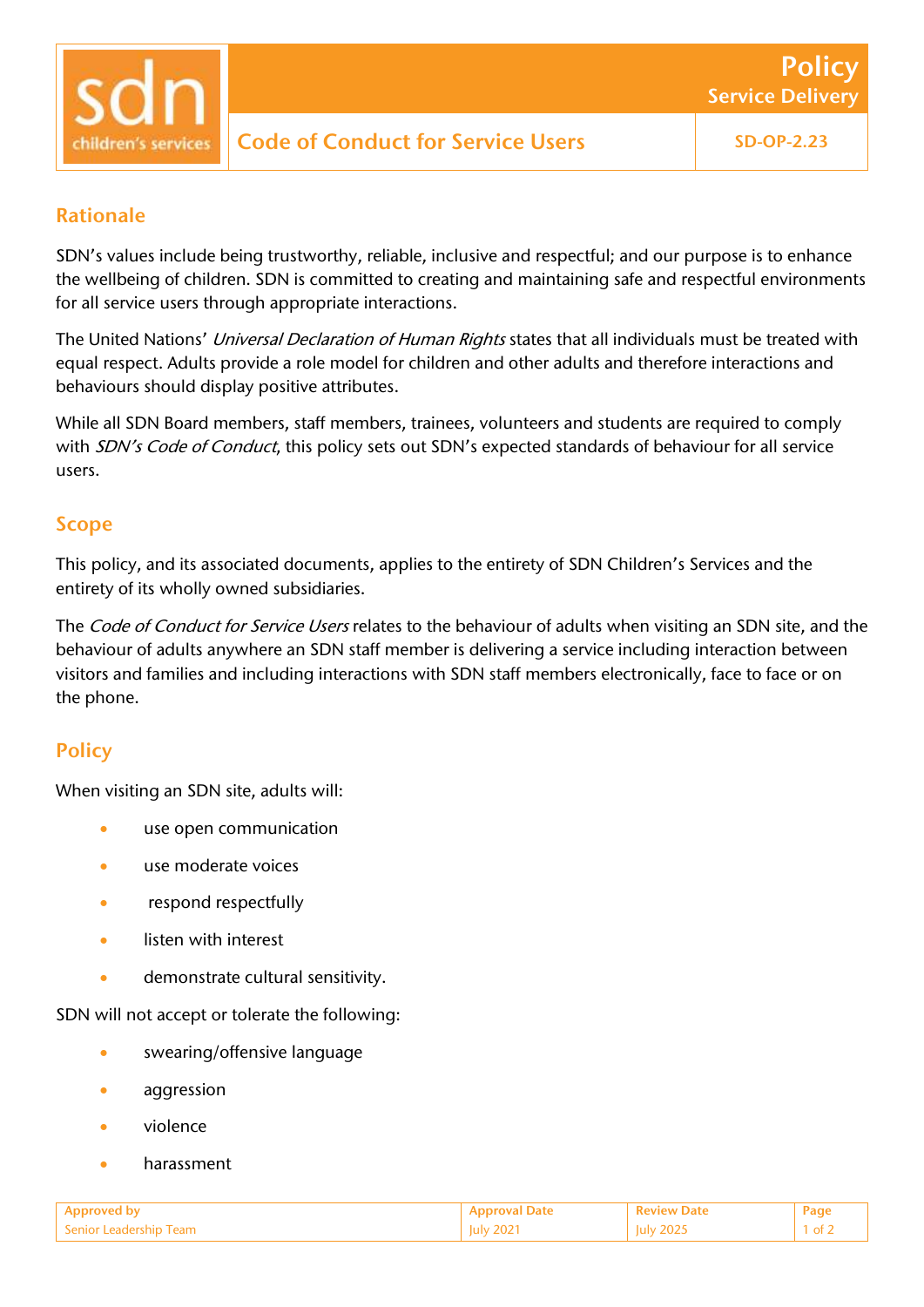# Code of Conduct for Service Users

**Policy – Service Delivery** | SD-OP-2.23

## Rationale

SDN's values include being trustworthy, reliable, inclusive and respectful; and our purpose is to enhance the wellbeing of children. SDN is committed to creating and maintaining safe and respectful environments for all service users through appropriate interactions.

The United Nations' *Universal Declaration of Human Rights* states that all individuals must be treated with equal respect. Adults provide a role model for children and other adults and therefore interactions and behaviours should display positive attributes.

While all SDN Board members, staff members, trainees, volunteers and students are required to comply with *SDN's Code of Conduct*, this policy sets out SDN's expected standards of behaviour for all service users.

## Scope

This policy, and its associated documents, applies to the entirety of SDN Children's Services and the entirety of its wholly owned subsidiaries.

The *Code of Conduct for Service Users* relates to the behaviour of adults when visiting an SDN site, and the behaviour of adults anywhere an SDN staff member is delivering a service including interaction between visitors and families and including interactions with SDN staff members electronically, face to face or on the phone.

## Policy

When visiting an SDN site, adults will:

- use open communication
- use moderate voices
- respond respectfully
- listen with interest
- demonstrate cultural sensitivity.

SDN will not accept or tolerate the following:

- swearing/offensive language
- aggression
- violence
- harassment

| Approved by | Approval Date | Review Date |
|---|---|---|
| Senior Leadership Team | July 2021 | July 2025 |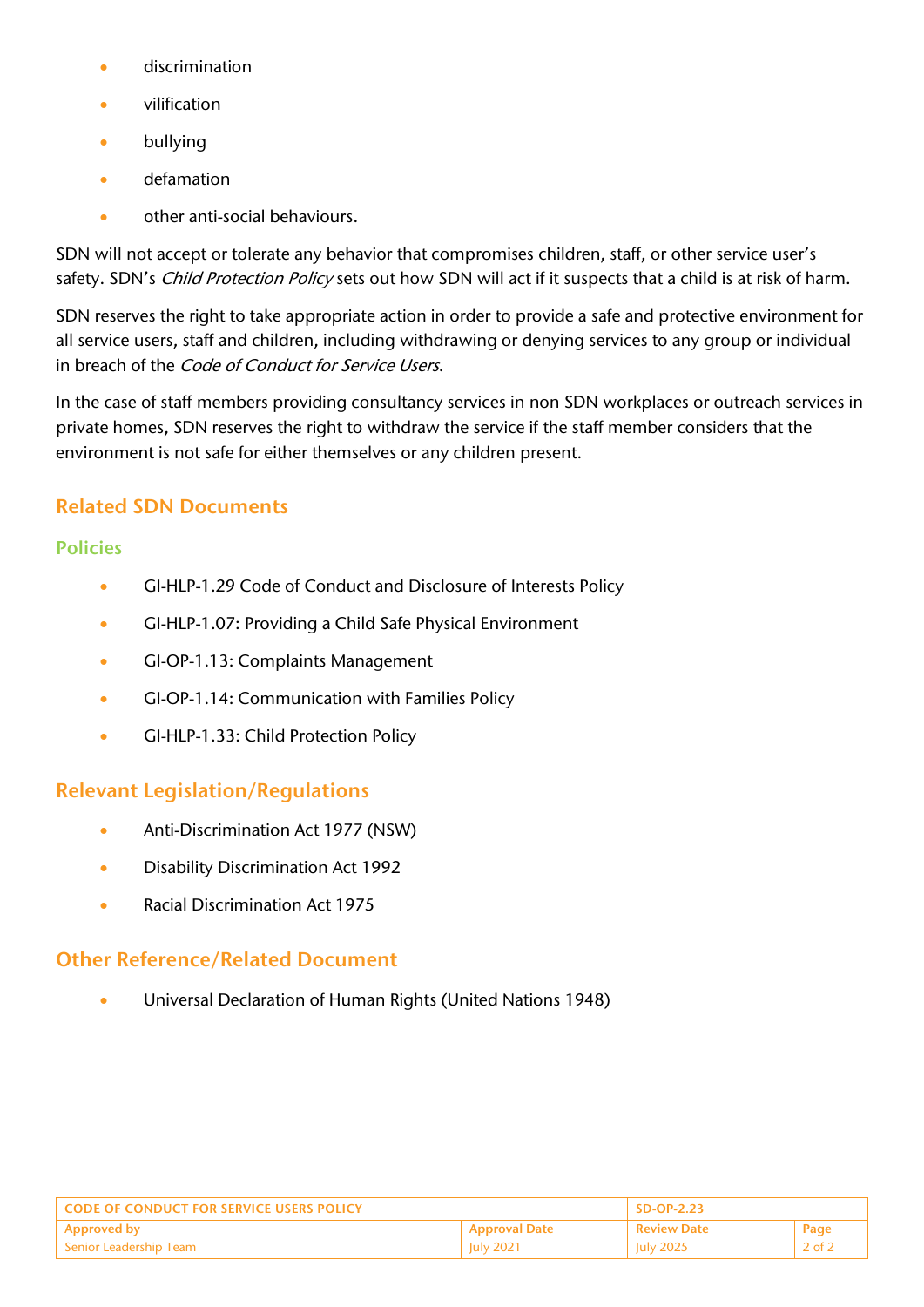- discrimination
- vilification
- bullying
- defamation
- other anti-social behaviours.

SDN will not accept or tolerate any behavior that compromises children, staff, or other service user's safety. SDN's *Child Protection Policy* sets out how SDN will act if it suspects that a child is at risk of harm.

SDN reserves the right to take appropriate action in order to provide a safe and protective environment for all service users, staff and children, including withdrawing or denying services to any group or individual in breach of the *Code of Conduct for Service Users*.

In the case of staff members providing consultancy services in non SDN workplaces or outreach services in private homes, SDN reserves the right to withdraw the service if the staff member considers that the environment is not safe for either themselves or any children present.

## Related SDN Documents

### Policies

- GI-HLP-1.29 Code of Conduct and Disclosure of Interests Policy
- GI-HLP-1.07: Providing a Child Safe Physical Environment
- GI-OP-1.13: Complaints Management
- GI-OP-1.14: Communication with Families Policy
- GI-HLP-1.33: Child Protection Policy

## Relevant Legislation/Regulations

- Anti-Discrimination Act 1977 (NSW)
- Disability Discrimination Act 1992
- Racial Discrimination Act 1975

## Other Reference/Related Document

- Universal Declaration of Human Rights (United Nations 1948)